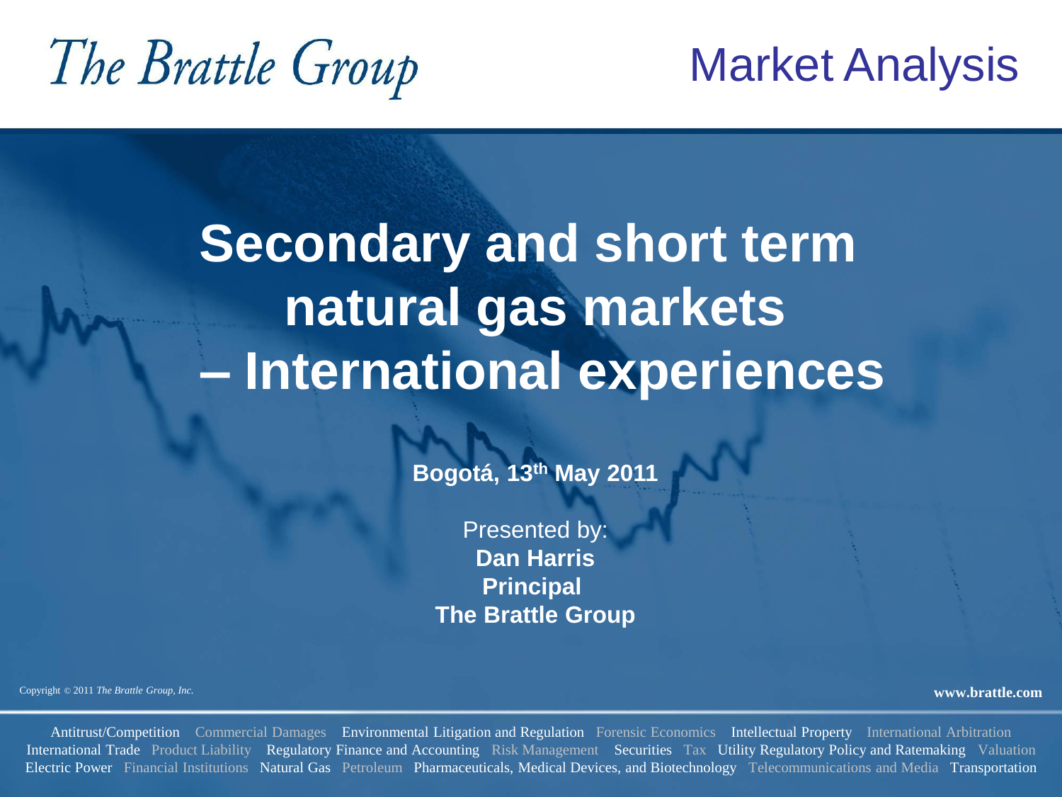The Brattle Group

Market Analysis

# Secondary and short term natural gas markets – International experiences

**Bogotá, 13th May 2011**

Presented by:
**Dan Harris**
**Principal**
**The Brattle Group**

Copyright © 2011 *The Brattle Group, Inc.*

**www.brattle.com**

Antitrust/Competition Commercial Damages Environmental Litigation and Regulation Forensic Economics Intellectual Property International Arbitration International Trade Product Liability Regulatory Finance and Accounting Risk Management Securities Tax Utility Regulatory Policy and Ratemaking Valuation Electric Power Financial Institutions Natural Gas Petroleum Pharmaceuticals, Medical Devices, and Biotechnology Telecommunications and Media Transportation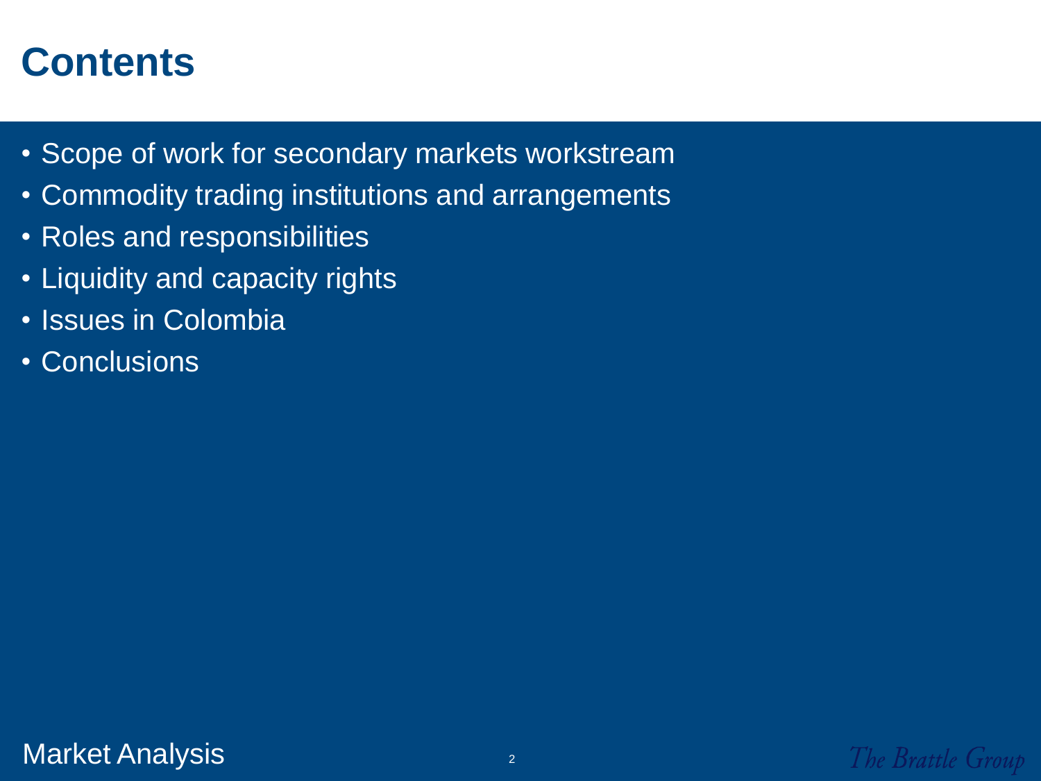# Contents

- Scope of work for secondary markets workstream
- Commodity trading institutions and arrangements
- Roles and responsibilities
- Liquidity and capacity rights
- Issues in Colombia
- Conclusions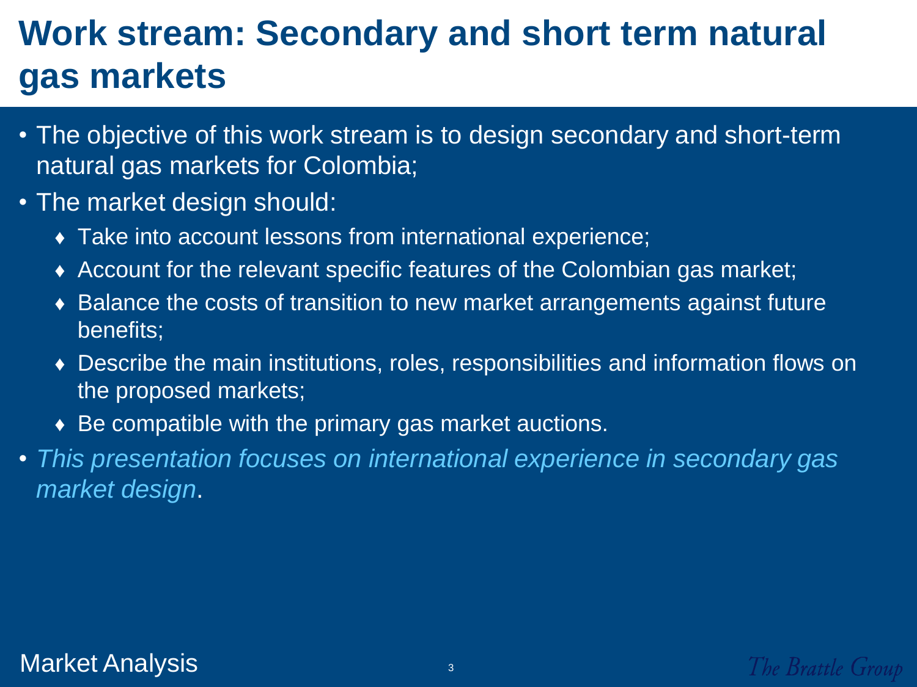# Work stream: Secondary and short term natural gas markets

- The objective of this work stream is to design secondary and short-term natural gas markets for Colombia;
- The market design should:
  - Take into account lessons from international experience;
  - Account for the relevant specific features of the Colombian gas market;
  - Balance the costs of transition to new market arrangements against future benefits;
  - Describe the main institutions, roles, responsibilities and information flows on the proposed markets;
  - Be compatible with the primary gas market auctions.
- *This presentation focuses on international experience in secondary gas market design*.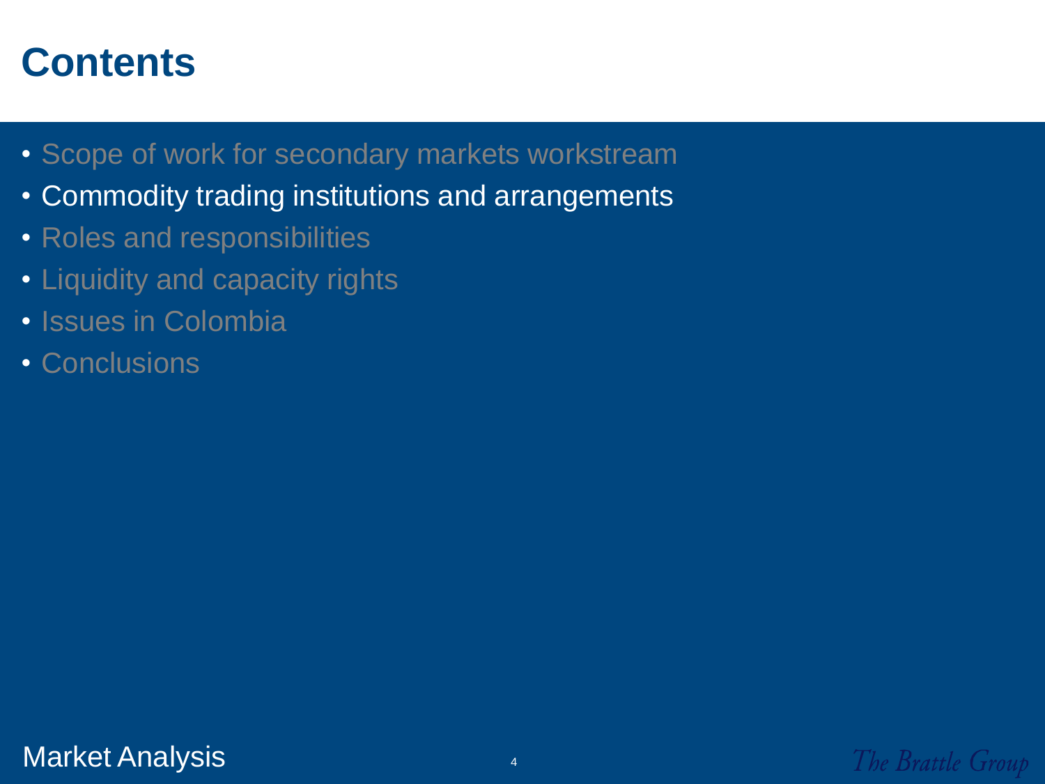# Contents

- Scope of work for secondary markets workstream
- Commodity trading institutions and arrangements
- Roles and responsibilities
- Liquidity and capacity rights
- Issues in Colombia
- Conclusions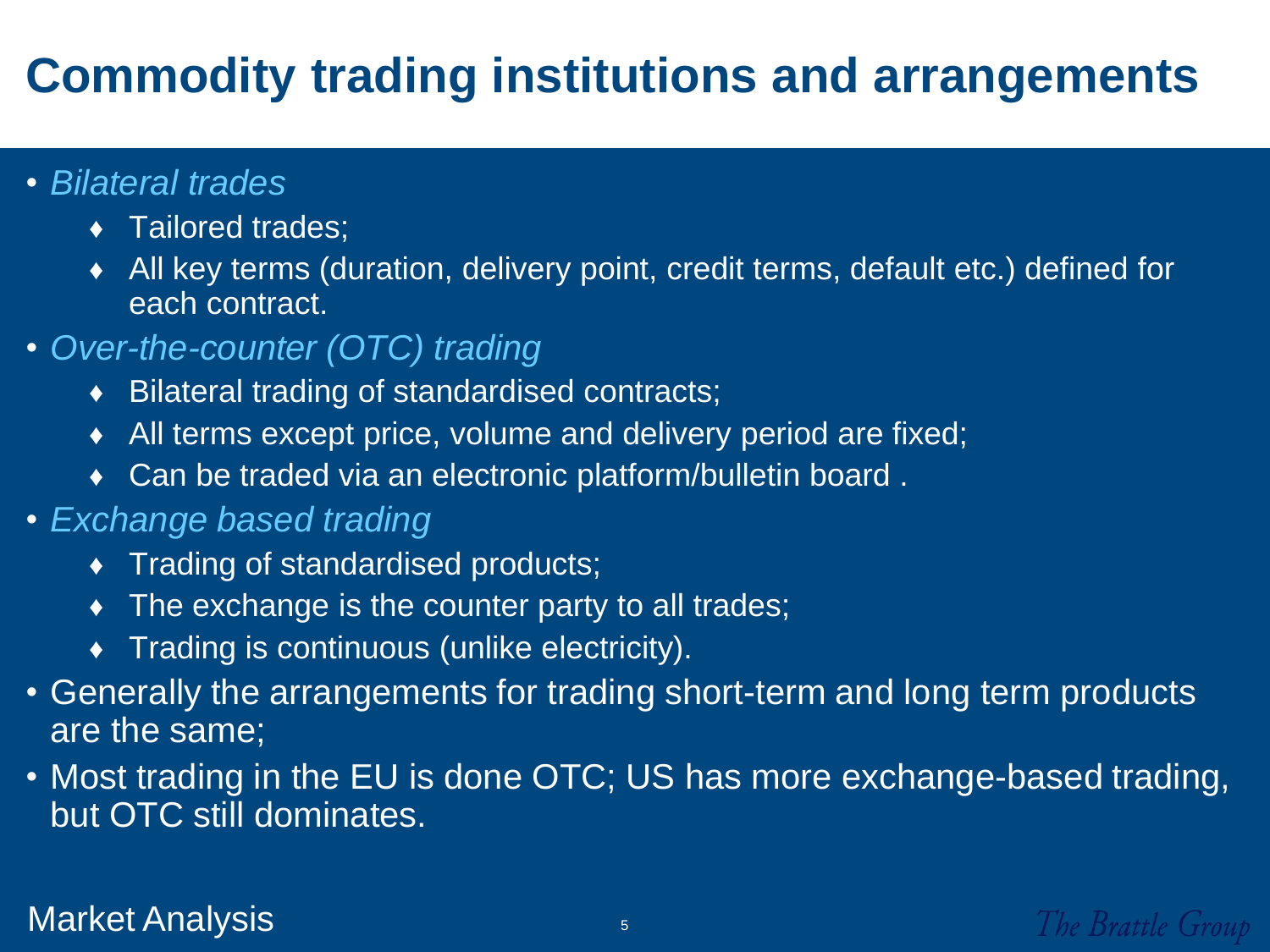# Commodity trading institutions and arrangements

- *Bilateral trades*
  - Tailored trades;
  - All key terms (duration, delivery point, credit terms, default etc.) defined for each contract.
- *Over-the-counter (OTC) trading*
  - Bilateral trading of standardised contracts;
  - All terms except price, volume and delivery period are fixed;
  - Can be traded via an electronic platform/bulletin board .
- *Exchange based trading*
  - Trading of standardised products;
  - The exchange is the counter party to all trades;
  - Trading is continuous (unlike electricity).
- Generally the arrangements for trading short-term and long term products are the same;
- Most trading in the EU is done OTC; US has more exchange-based trading, but OTC still dominates.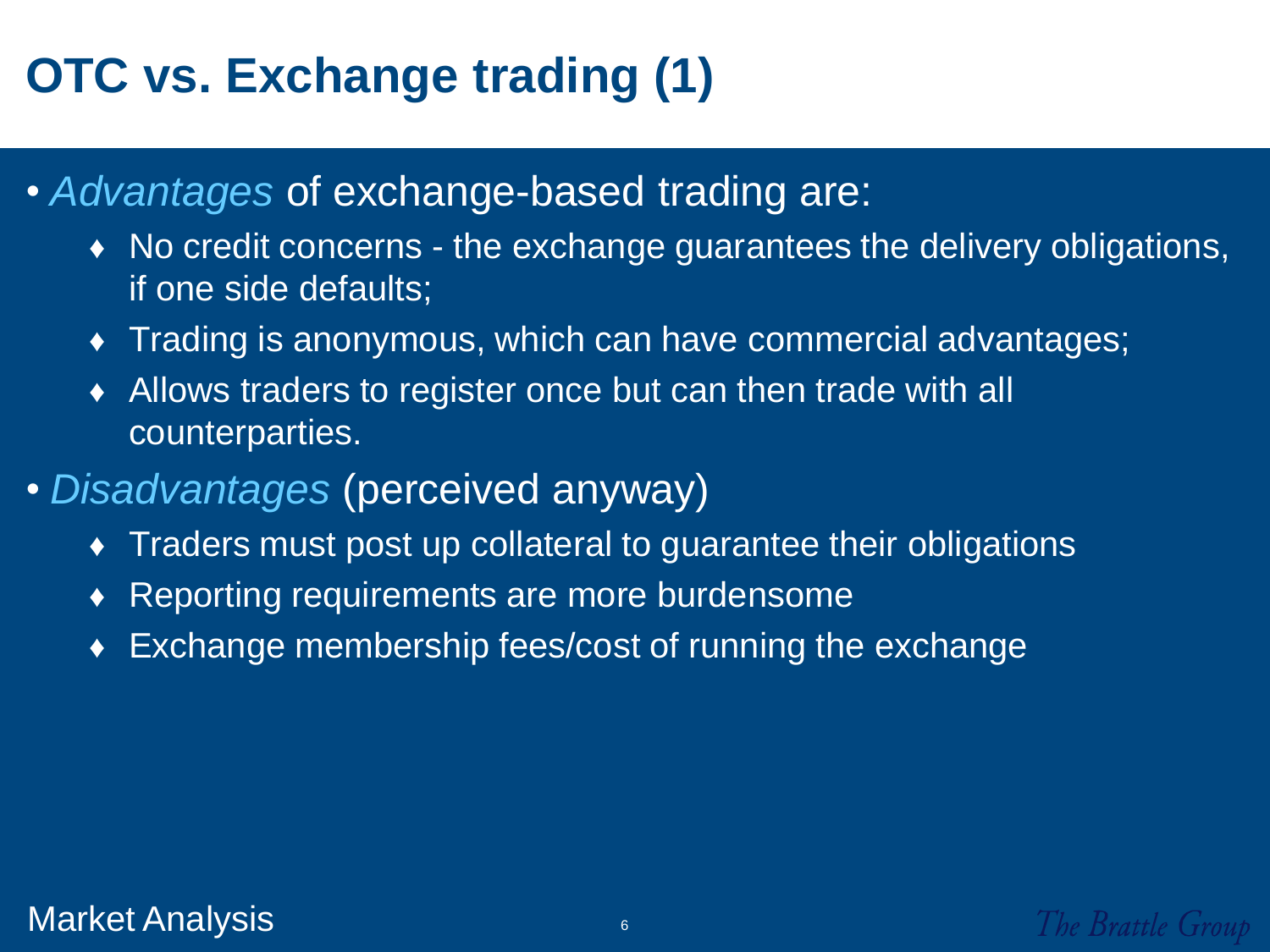# OTC vs. Exchange trading (1)

- *Advantages* of exchange-based trading are:
  - No credit concerns - the exchange guarantees the delivery obligations, if one side defaults;
  - Trading is anonymous, which can have commercial advantages;
  - Allows traders to register once but can then trade with all counterparties.
- *Disadvantages* (perceived anyway)
  - Traders must post up collateral to guarantee their obligations
  - Reporting requirements are more burdensome
  - Exchange membership fees/cost of running the exchange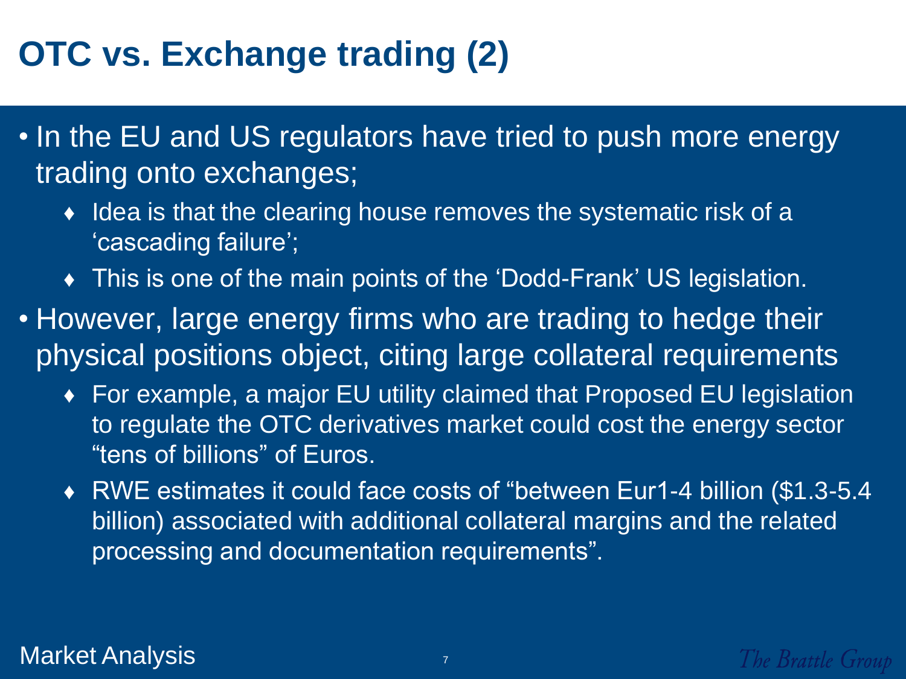# OTC vs. Exchange trading (2)

- In the EU and US regulators have tried to push more energy trading onto exchanges;
  - Idea is that the clearing house removes the systematic risk of a 'cascading failure';
  - This is one of the main points of the 'Dodd-Frank' US legislation.
- However, large energy firms who are trading to hedge their physical positions object, citing large collateral requirements
  - For example, a major EU utility claimed that Proposed EU legislation to regulate the OTC derivatives market could cost the energy sector "tens of billions" of Euros.
  - RWE estimates it could face costs of "between Eur1-4 billion ($1.3-5.4 billion) associated with additional collateral margins and the related processing and documentation requirements".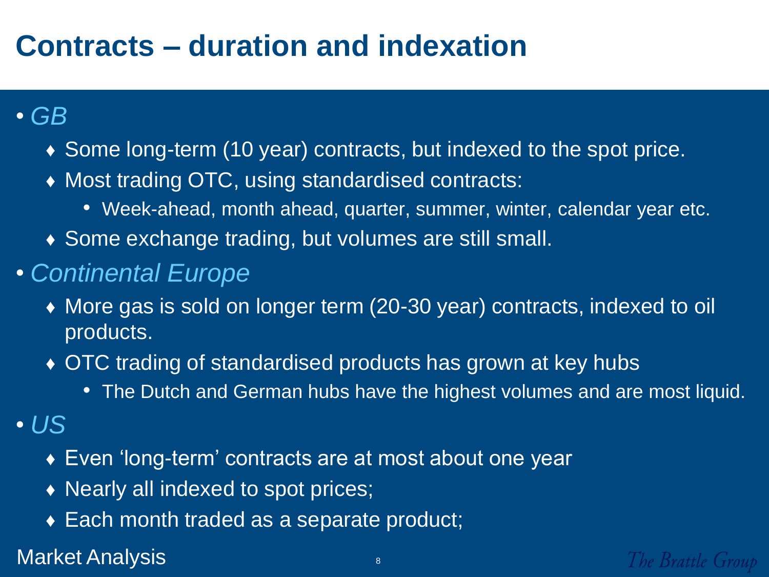# Contracts – duration and indexation

- *GB*
  - Some long-term (10 year) contracts, but indexed to the spot price.
  - Most trading OTC, using standardised contracts:
    - Week-ahead, month ahead, quarter, summer, winter, calendar year etc.
  - Some exchange trading, but volumes are still small.
- *Continental Europe*
  - More gas is sold on longer term (20-30 year) contracts, indexed to oil products.
  - OTC trading of standardised products has grown at key hubs
    - The Dutch and German hubs have the highest volumes and are most liquid.
- *US*
  - Even 'long-term' contracts are at most about one year
  - Nearly all indexed to spot prices;
  - Each month traded as a separate product;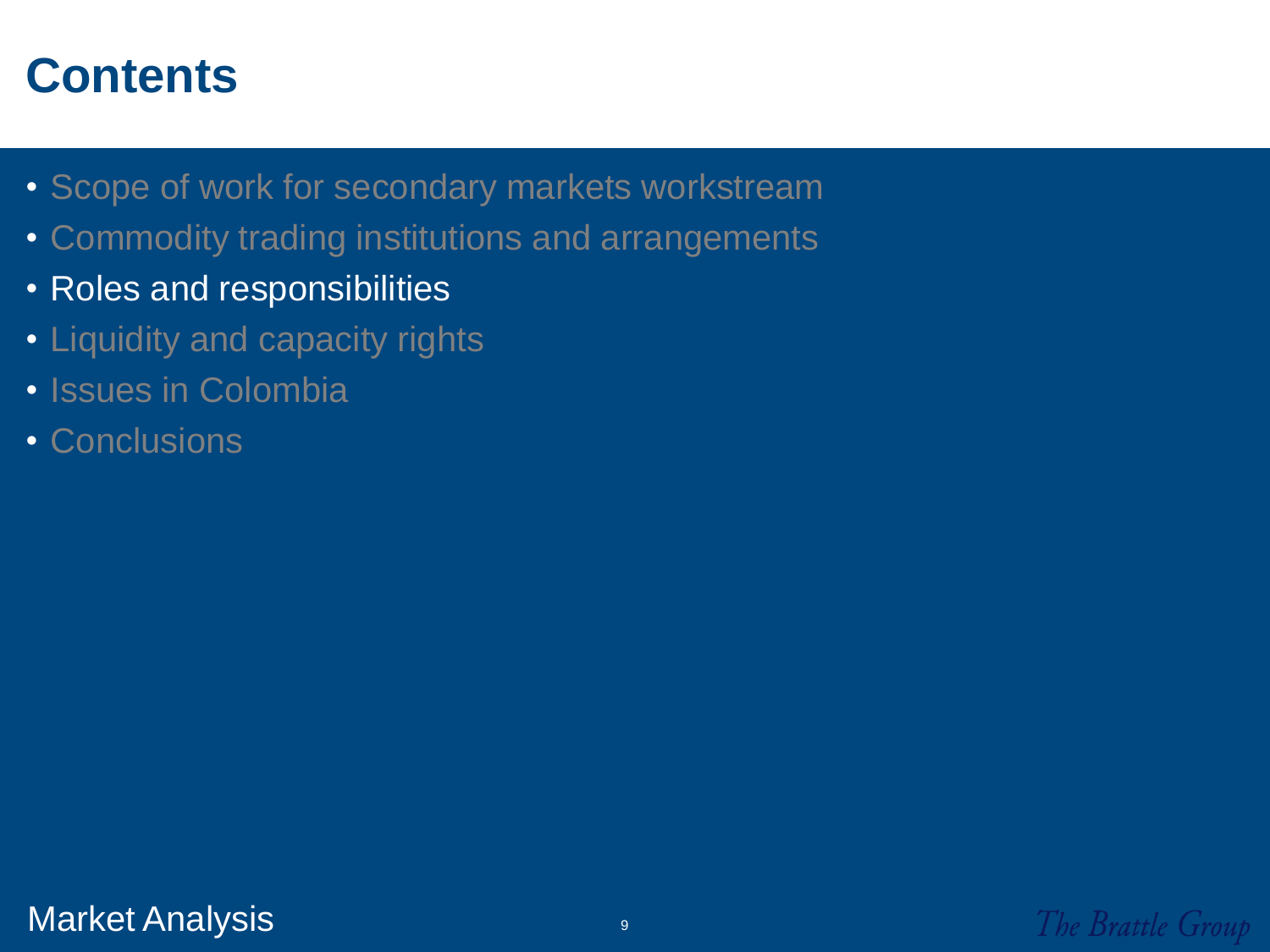# Contents

- Scope of work for secondary markets workstream
- Commodity trading institutions and arrangements
- Roles and responsibilities
- Liquidity and capacity rights
- Issues in Colombia
- Conclusions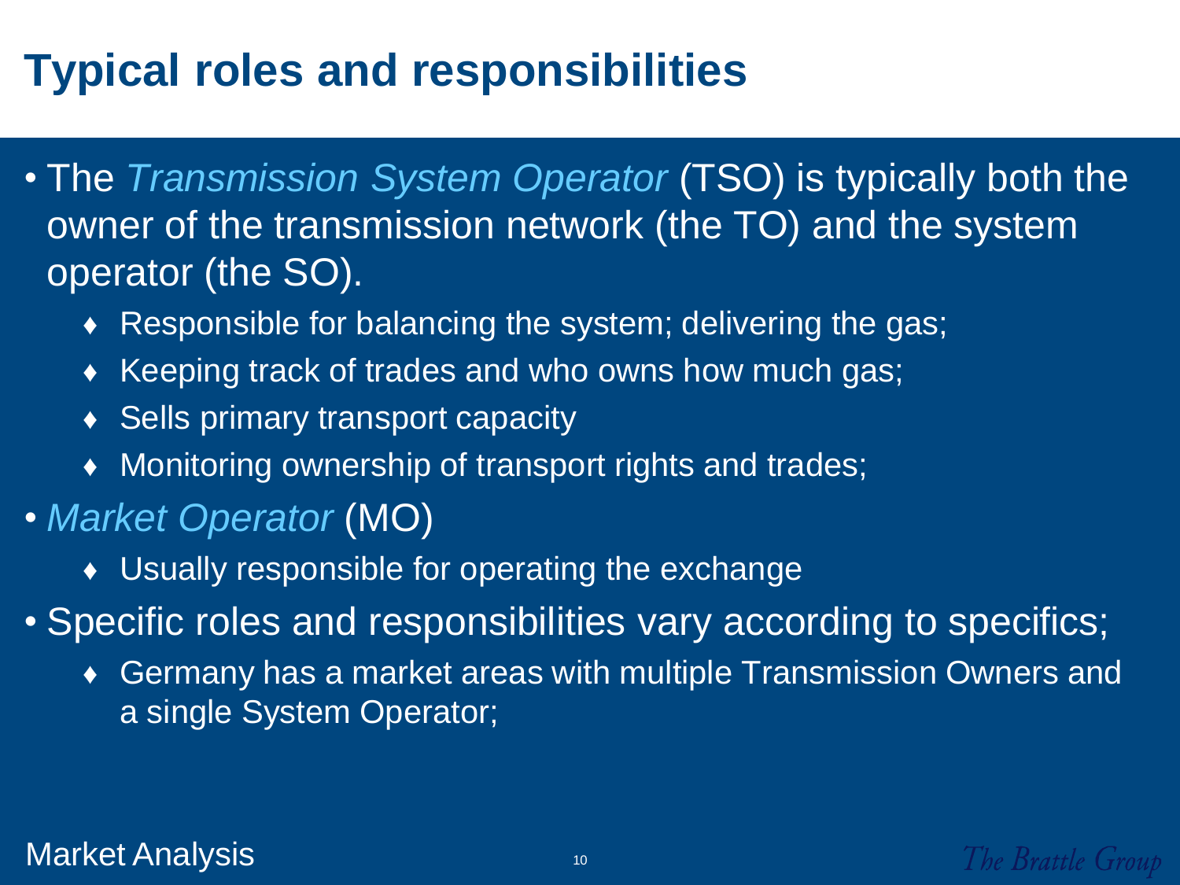# Typical roles and responsibilities

- The *Transmission System Operator* (TSO) is typically both the owner of the transmission network (the TO) and the system operator (the SO).
  - Responsible for balancing the system; delivering the gas;
  - Keeping track of trades and who owns how much gas;
  - Sells primary transport capacity
  - Monitoring ownership of transport rights and trades;
- *Market Operator* (MO)
  - Usually responsible for operating the exchange
- Specific roles and responsibilities vary according to specifics;
  - Germany has a market areas with multiple Transmission Owners and a single System Operator;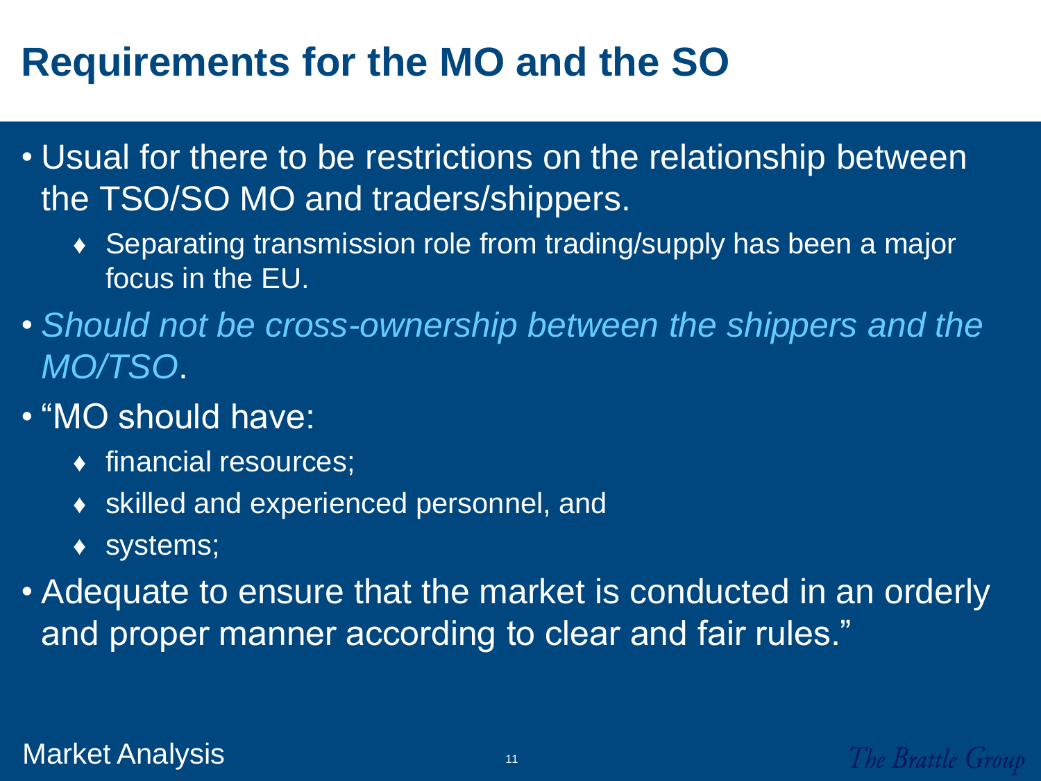# Requirements for the MO and the SO

- Usual for there to be restrictions on the relationship between the TSO/SO MO and traders/shippers.
  - Separating transmission role from trading/supply has been a major focus in the EU.
- *Should not be cross-ownership between the shippers and the MO/TSO*.
- "MO should have:
  - financial resources;
  - skilled and experienced personnel, and
  - systems;
- Adequate to ensure that the market is conducted in an orderly and proper manner according to clear and fair rules."

Market Analysis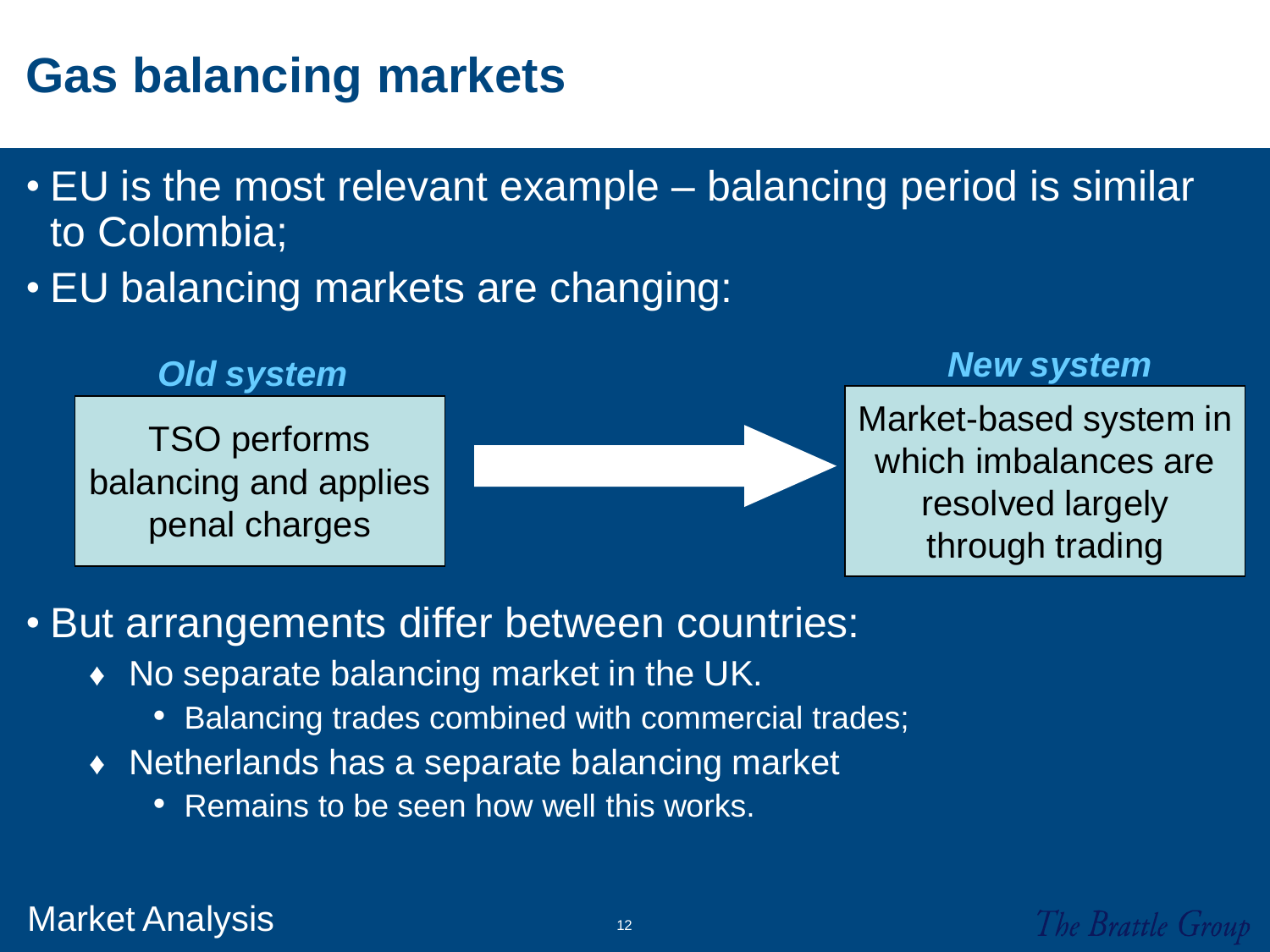# Gas balancing markets

- EU is the most relevant example – balancing period is similar to Colombia;
- EU balancing markets are changing:

| *Old system* | | *New system* |
|---|---|---|
| TSO performs balancing and applies penal charges | → | Market-based system in which imbalances are resolved largely through trading |

- But arrangements differ between countries:
  - No separate balancing market in the UK.
    - Balancing trades combined with commercial trades;
  - Netherlands has a separate balancing market
    - Remains to be seen how well this works.

Market Analysis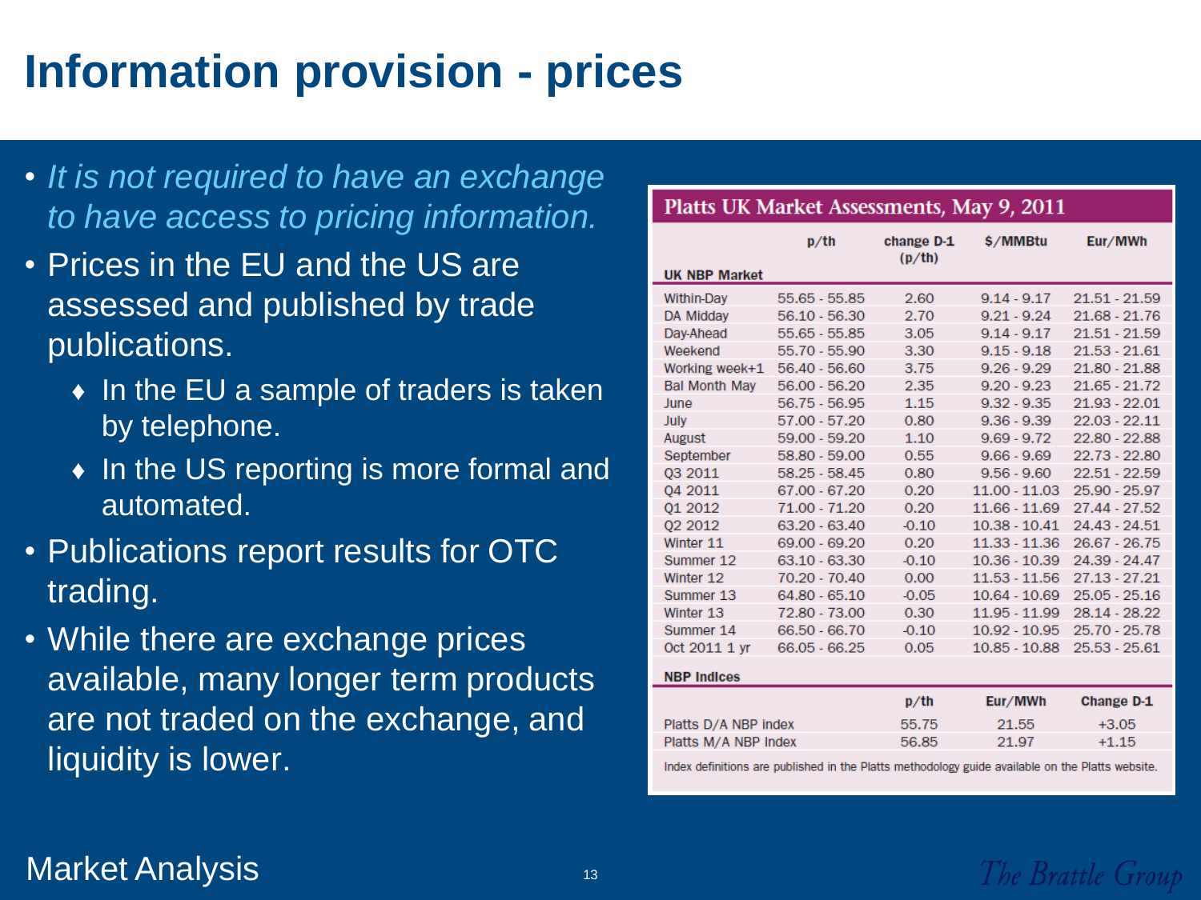# Information provision - prices

- *It is not required to have an exchange to have access to pricing information.*
- Prices in the EU and the US are assessed and published by trade publications.
  - In the EU a sample of traders is taken by telephone.
  - In the US reporting is more formal and automated.
- Publications report results for OTC trading.
- While there are exchange prices available, many longer term products are not traded on the exchange, and liquidity is lower.

**Platts UK Market Assessments, May 9, 2011**

| UK NBP Market | p/th | change D-1 (p/th) | $/MMBtu | Eur/MWh |
|---|---|---|---|---|
| Within-Day | 55.65 - 55.85 | 2.60 | 9.14 - 9.17 | 21.51 - 21.59 |
| DA Midday | 56.10 - 56.30 | 2.70 | 9.21 - 9.24 | 21.68 - 21.76 |
| Day-Ahead | 55.65 - 55.85 | 3.05 | 9.14 - 9.17 | 21.51 - 21.59 |
| Weekend | 55.70 - 55.90 | 3.30 | 9.15 - 9.18 | 21.53 - 21.61 |
| Working week+1 | 56.40 - 56.60 | 3.75 | 9.26 - 9.29 | 21.80 - 21.88 |
| Bal Month May | 56.00 - 56.20 | 2.35 | 9.20 - 9.23 | 21.65 - 21.72 |
| June | 56.75 - 56.95 | 1.15 | 9.32 - 9.35 | 21.93 - 22.01 |
| July | 57.00 - 57.20 | 0.80 | 9.36 - 9.39 | 22.03 - 22.11 |
| August | 59.00 - 59.20 | 1.10 | 9.69 - 9.72 | 22.80 - 22.88 |
| September | 58.80 - 59.00 | 0.55 | 9.66 - 9.69 | 22.73 - 22.80 |
| Q3 2011 | 58.25 - 58.45 | 0.80 | 9.56 - 9.60 | 22.51 - 22.59 |
| Q4 2011 | 67.00 - 67.20 | 0.20 | 11.00 - 11.03 | 25.90 - 25.97 |
| Q1 2012 | 71.00 - 71.20 | 0.20 | 11.66 - 11.69 | 27.44 - 27.52 |
| Q2 2012 | 63.20 - 63.40 | -0.10 | 10.38 - 10.41 | 24.43 - 24.51 |
| Winter 11 | 69.00 - 69.20 | 0.20 | 11.33 - 11.36 | 26.67 - 26.75 |
| Summer 12 | 63.10 - 63.30 | -0.10 | 10.36 - 10.39 | 24.39 - 24.47 |
| Winter 12 | 70.20 - 70.40 | 0.00 | 11.53 - 11.56 | 27.13 - 27.21 |
| Summer 13 | 64.80 - 65.10 | -0.05 | 10.64 - 10.69 | 25.05 - 25.16 |
| Winter 13 | 72.80 - 73.00 | 0.30 | 11.95 - 11.99 | 28.14 - 28.22 |
| Summer 14 | 66.50 - 66.70 | -0.10 | 10.92 - 10.95 | 25.70 - 25.78 |
| Oct 2011 1 yr | 66.05 - 66.25 | 0.05 | 10.85 - 10.88 | 25.53 - 25.61 |

| NBP Indices | p/th | Eur/MWh | Change D-1 |
|---|---|---|---|
| Platts D/A NBP index | 55.75 | 21.55 | +3.05 |
| Platts M/A NBP Index | 56.85 | 21.97 | +1.15 |

Index definitions are published in the Platts methodology guide available on the Platts website.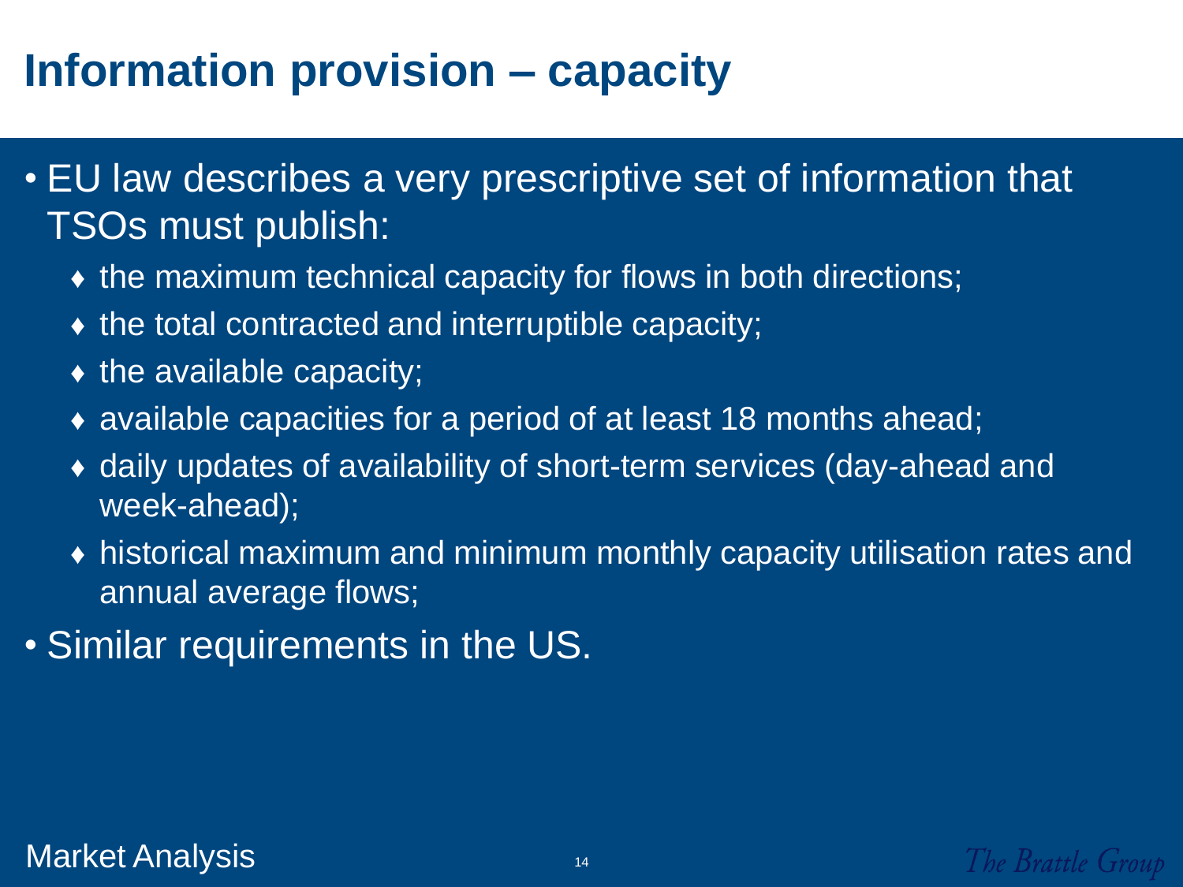# Information provision – capacity

- EU law describes a very prescriptive set of information that TSOs must publish:
  - the maximum technical capacity for flows in both directions;
  - the total contracted and interruptible capacity;
  - the available capacity;
  - available capacities for a period of at least 18 months ahead;
  - daily updates of availability of short-term services (day-ahead and week-ahead);
  - historical maximum and minimum monthly capacity utilisation rates and annual average flows;
- Similar requirements in the US.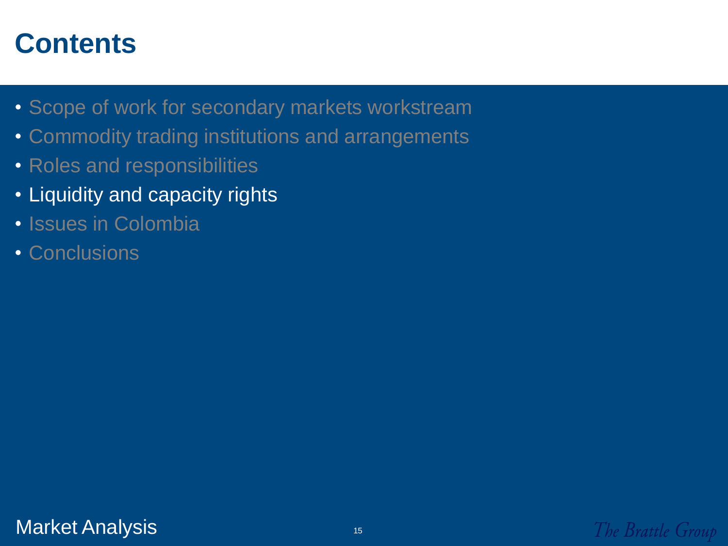# Contents

- Scope of work for secondary markets workstream
- Commodity trading institutions and arrangements
- Roles and responsibilities
- **Liquidity and capacity rights**
- Issues in Colombia
- Conclusions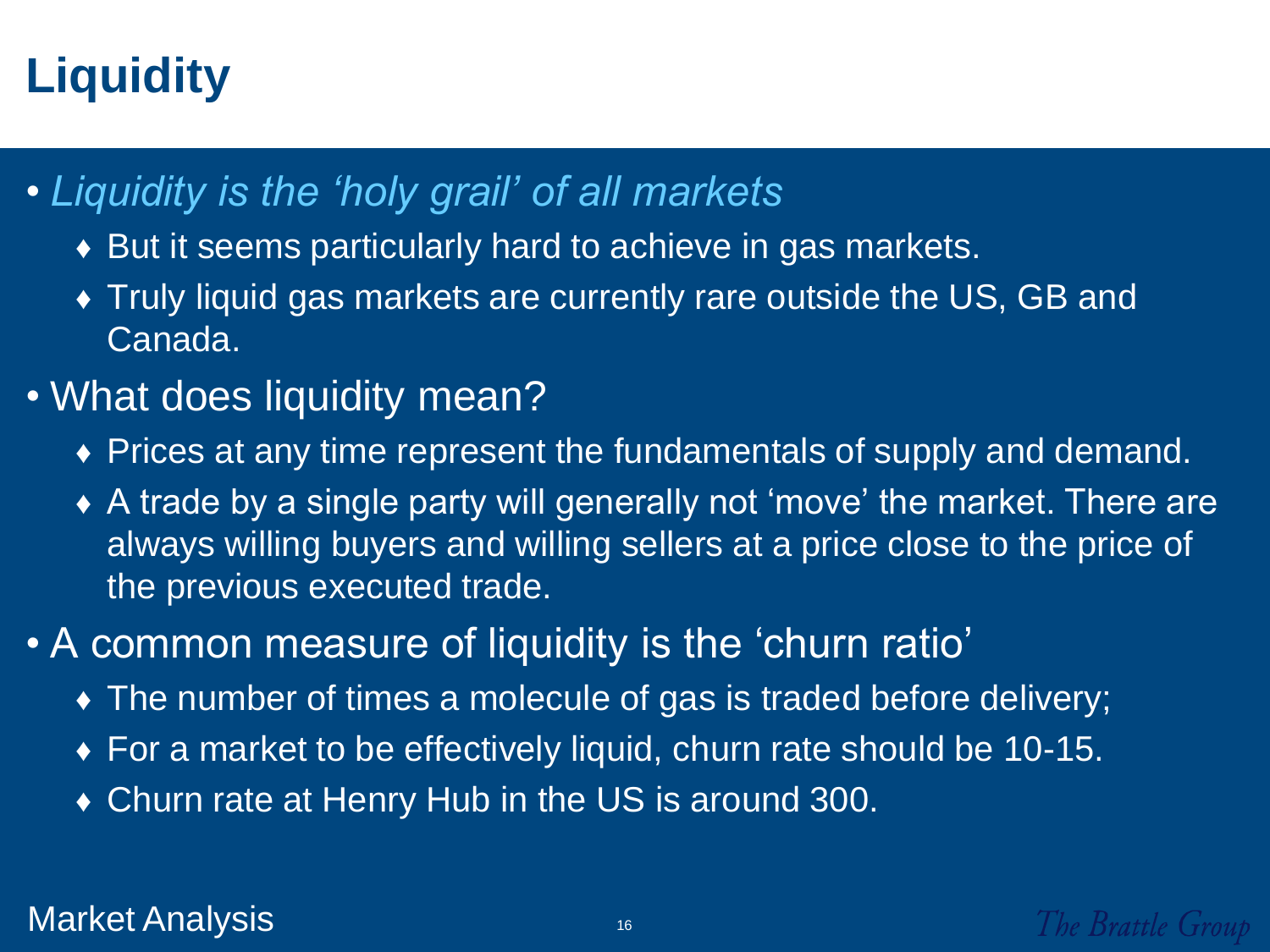# Liquidity

- *Liquidity is the 'holy grail' of all markets*
  - But it seems particularly hard to achieve in gas markets.
  - Truly liquid gas markets are currently rare outside the US, GB and Canada.
- What does liquidity mean?
  - Prices at any time represent the fundamentals of supply and demand.
  - A trade by a single party will generally not 'move' the market. There are always willing buyers and willing sellers at a price close to the price of the previous executed trade.
- A common measure of liquidity is the 'churn ratio'
  - The number of times a molecule of gas is traded before delivery;
  - For a market to be effectively liquid, churn rate should be 10-15.
  - Churn rate at Henry Hub in the US is around 300.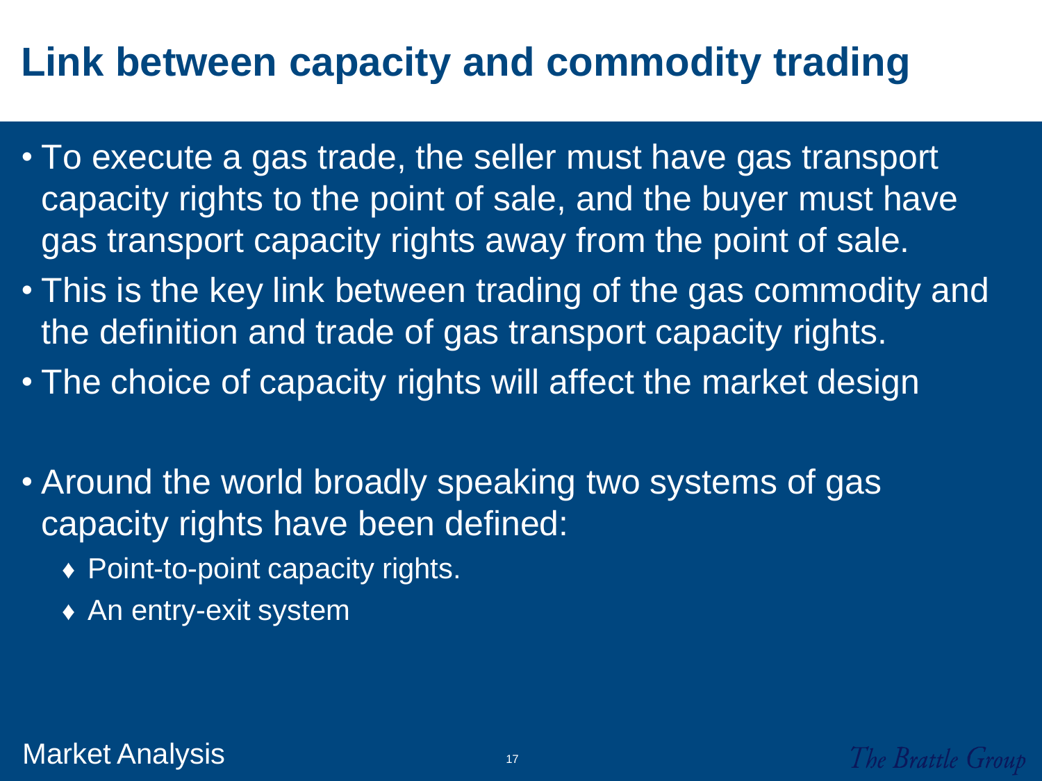# Link between capacity and commodity trading

- To execute a gas trade, the seller must have gas transport capacity rights to the point of sale, and the buyer must have gas transport capacity rights away from the point of sale.
- This is the key link between trading of the gas commodity and the definition and trade of gas transport capacity rights.
- The choice of capacity rights will affect the market design
- Around the world broadly speaking two systems of gas capacity rights have been defined:
  - Point-to-point capacity rights.
  - An entry-exit system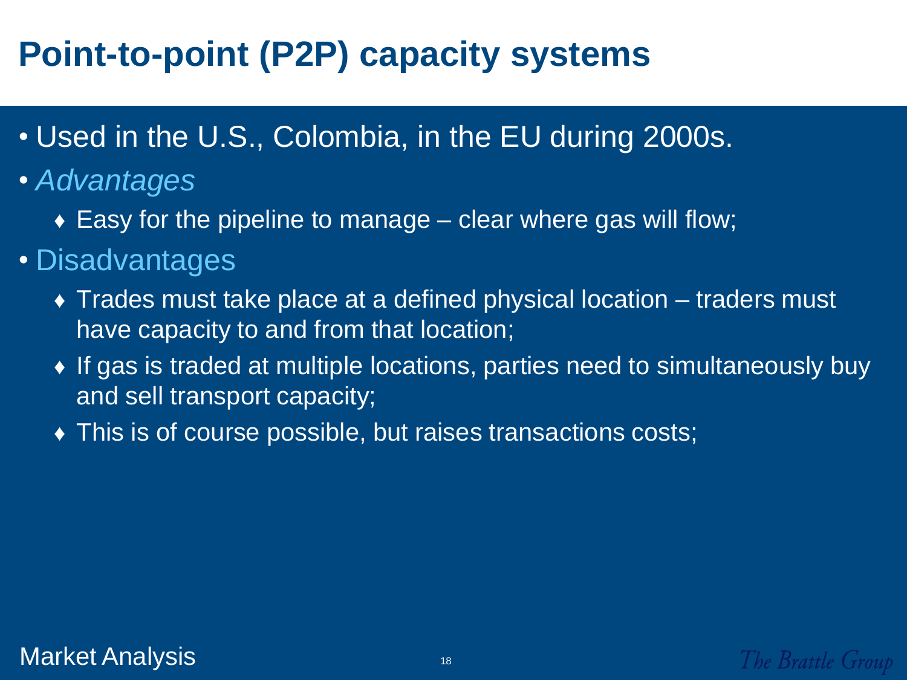# Point-to-point (P2P) capacity systems

- Used in the U.S., Colombia, in the EU during 2000s.
- *Advantages*
  - Easy for the pipeline to manage – clear where gas will flow;
- Disadvantages
  - Trades must take place at a defined physical location – traders must have capacity to and from that location;
  - If gas is traded at multiple locations, parties need to simultaneously buy and sell transport capacity;
  - This is of course possible, but raises transactions costs;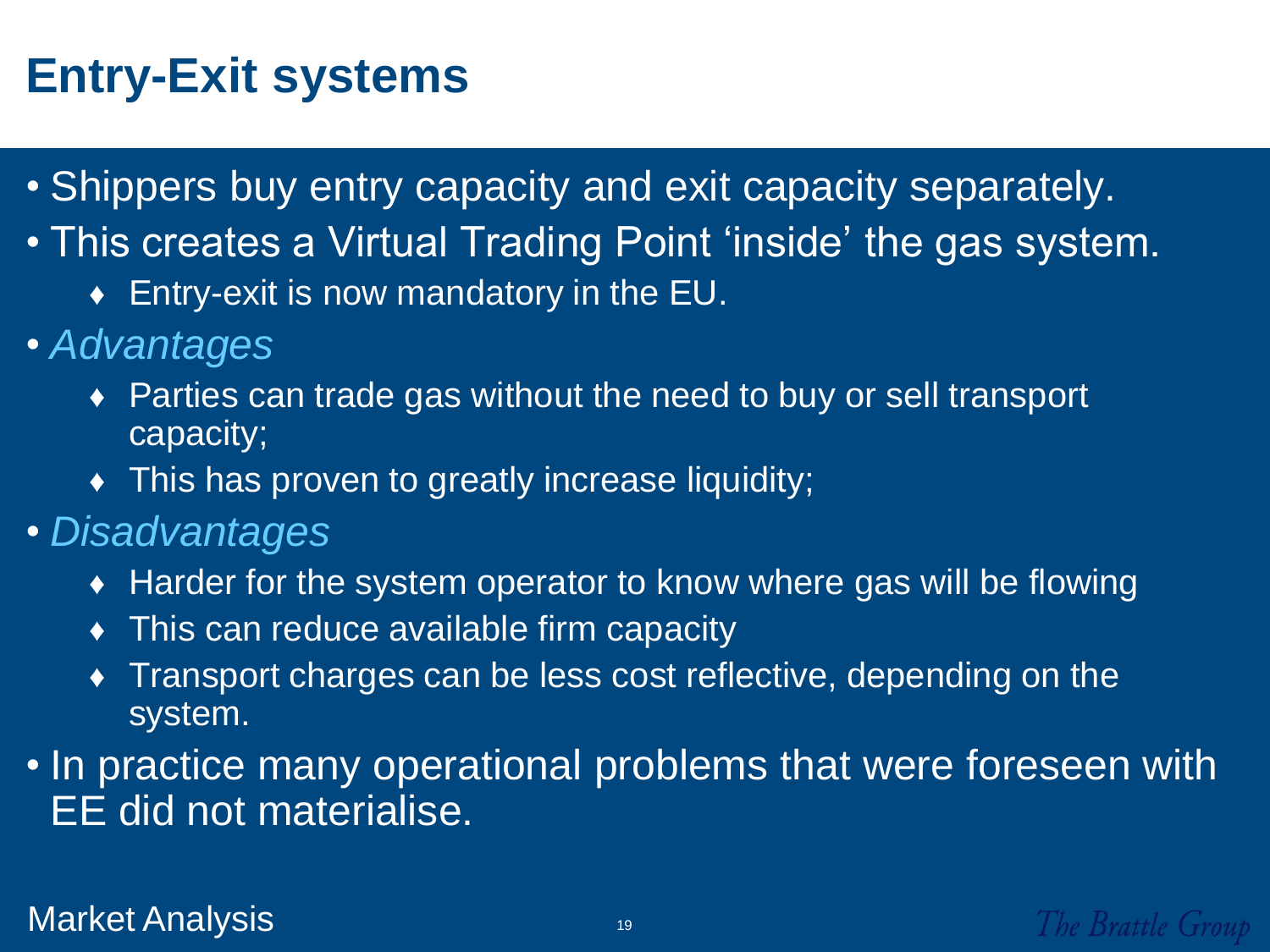# Entry-Exit systems

- Shippers buy entry capacity and exit capacity separately.
- This creates a Virtual Trading Point ‘inside’ the gas system.
  - Entry-exit is now mandatory in the EU.
- *Advantages*
  - Parties can trade gas without the need to buy or sell transport capacity;
  - This has proven to greatly increase liquidity;
- *Disadvantages*
  - Harder for the system operator to know where gas will be flowing
  - This can reduce available firm capacity
  - Transport charges can be less cost reflective, depending on the system.
- In practice many operational problems that were foreseen with EE did not materialise.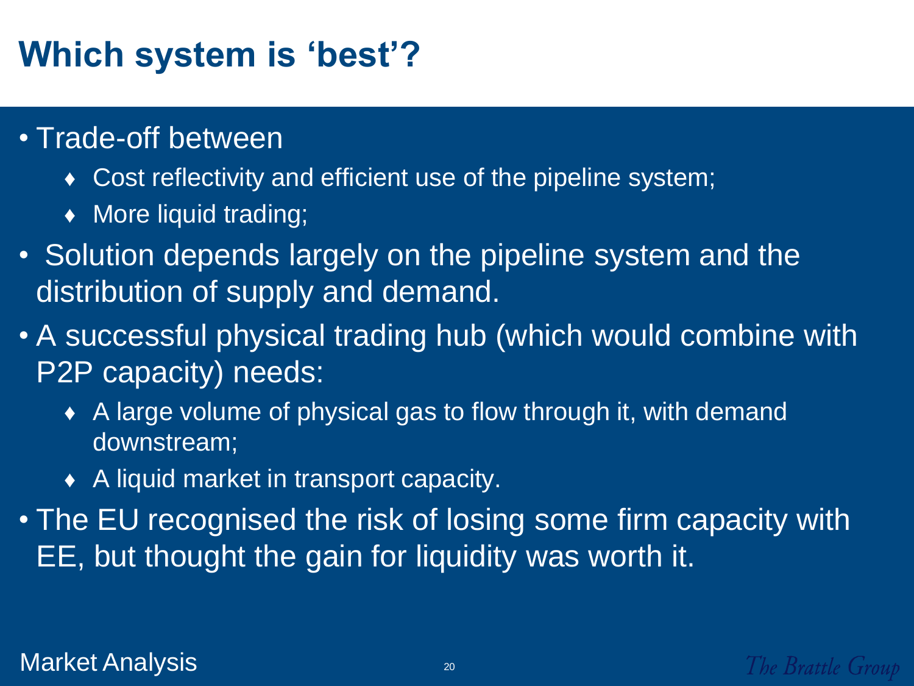# Which system is 'best'?

- Trade-off between
  - Cost reflectivity and efficient use of the pipeline system;
  - More liquid trading;
- Solution depends largely on the pipeline system and the distribution of supply and demand.
- A successful physical trading hub (which would combine with P2P capacity) needs:
  - A large volume of physical gas to flow through it, with demand downstream;
  - A liquid market in transport capacity.
- The EU recognised the risk of losing some firm capacity with EE, but thought the gain for liquidity was worth it.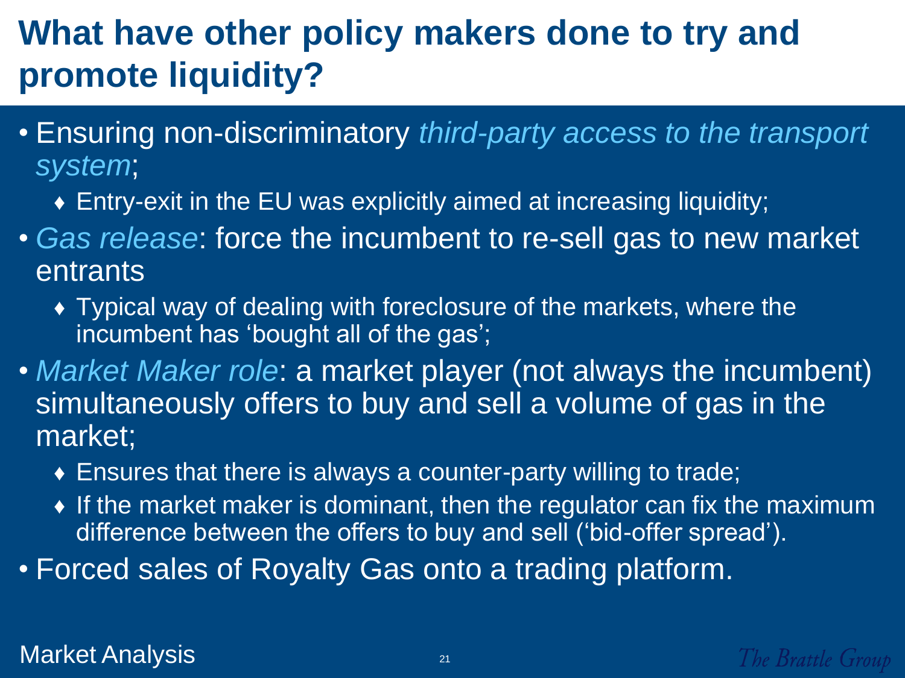# What have other policy makers done to try and promote liquidity?

- Ensuring non-discriminatory *third-party access to the transport system*;
  - Entry-exit in the EU was explicitly aimed at increasing liquidity;
- *Gas release*: force the incumbent to re-sell gas to new market entrants
  - Typical way of dealing with foreclosure of the markets, where the incumbent has 'bought all of the gas';
- *Market Maker role*: a market player (not always the incumbent) simultaneously offers to buy and sell a volume of gas in the market;
  - Ensures that there is always a counter-party willing to trade;
  - If the market maker is dominant, then the regulator can fix the maximum difference between the offers to buy and sell ('bid-offer spread').
- Forced sales of Royalty Gas onto a trading platform.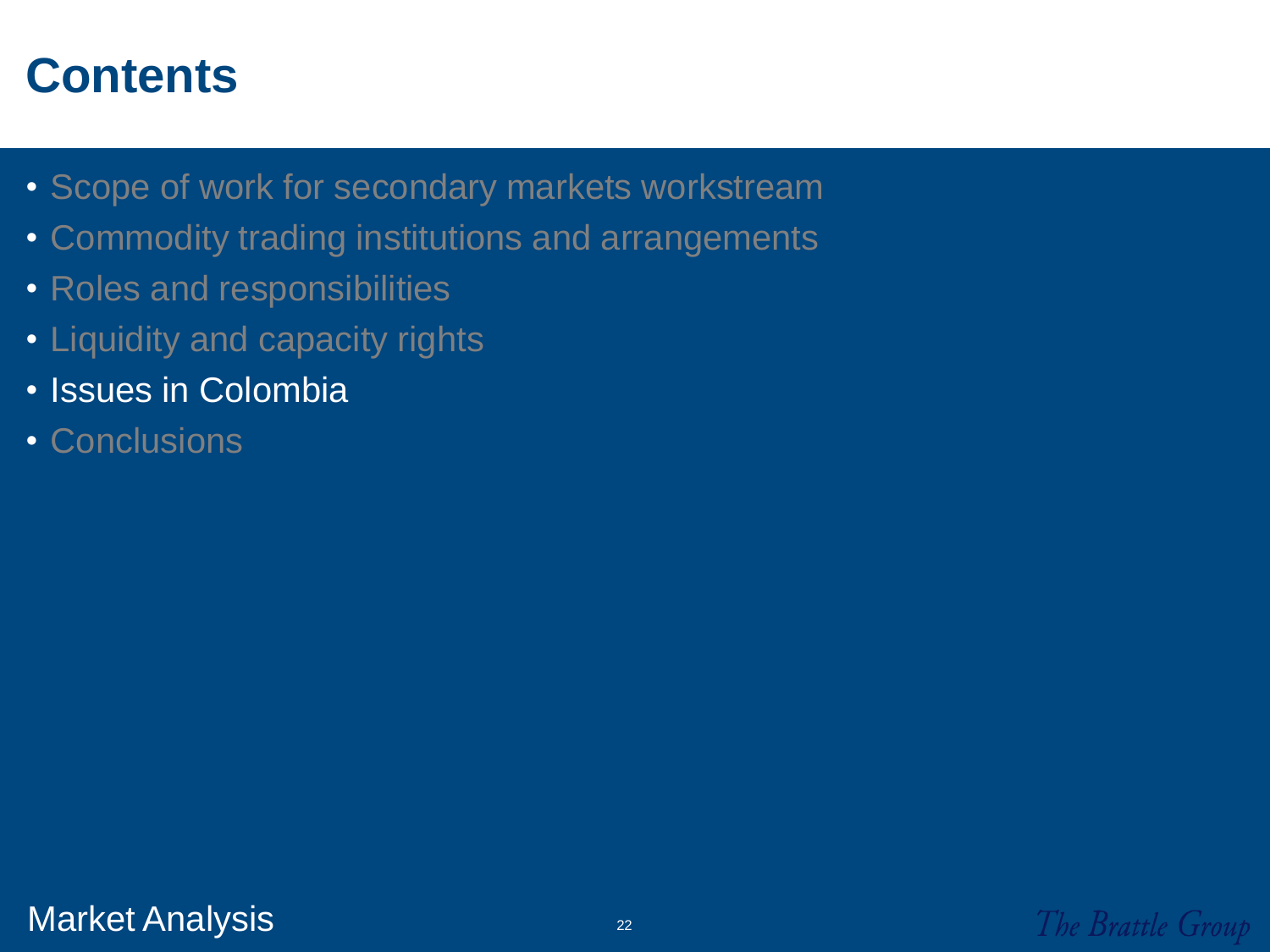# Contents

- Scope of work for secondary markets workstream
- Commodity trading institutions and arrangements
- Roles and responsibilities
- Liquidity and capacity rights
- Issues in Colombia
- Conclusions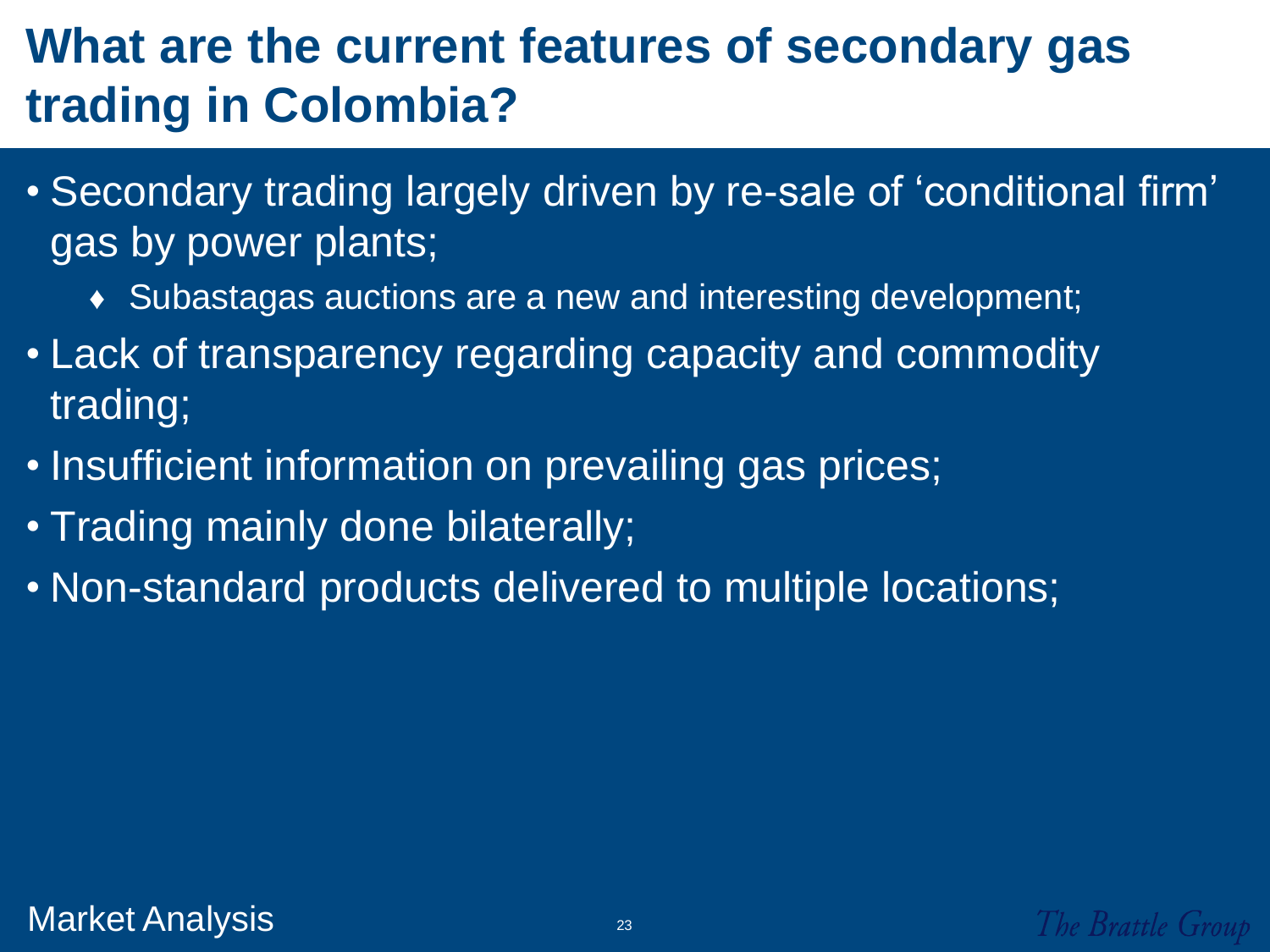# What are the current features of secondary gas trading in Colombia?

- Secondary trading largely driven by re-sale of 'conditional firm' gas by power plants;
  - Subastagas auctions are a new and interesting development;
- Lack of transparency regarding capacity and commodity trading;
- Insufficient information on prevailing gas prices;
- Trading mainly done bilaterally;
- Non-standard products delivered to multiple locations;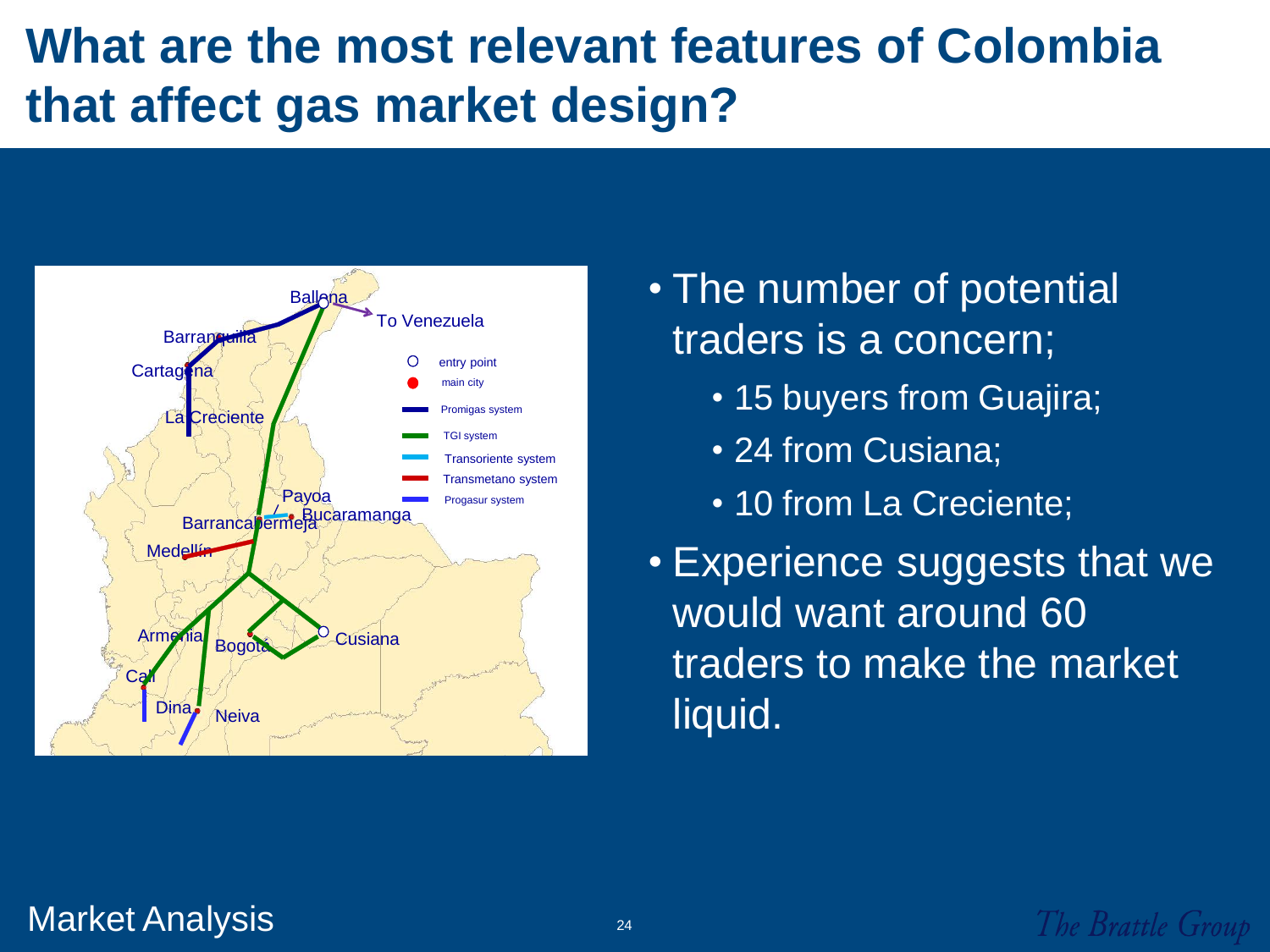# What are the most relevant features of Colombia that affect gas market design?

- The number of potential traders is a concern;
  - 15 buyers from Guajira;
  - 24 from Cusiana;
  - 10 from La Creciente;
- Experience suggests that we would want around 60 traders to make the market liquid.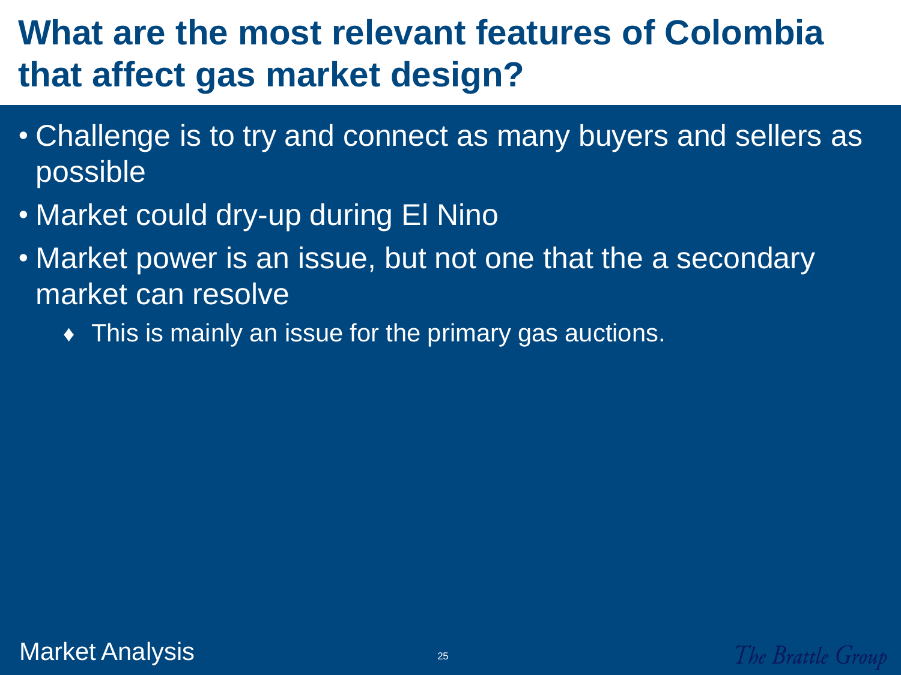# What are the most relevant features of Colombia that affect gas market design?

- Challenge is to try and connect as many buyers and sellers as possible
- Market could dry-up during El Nino
- Market power is an issue, but not one that the a secondary market can resolve
  - This is mainly an issue for the primary gas auctions.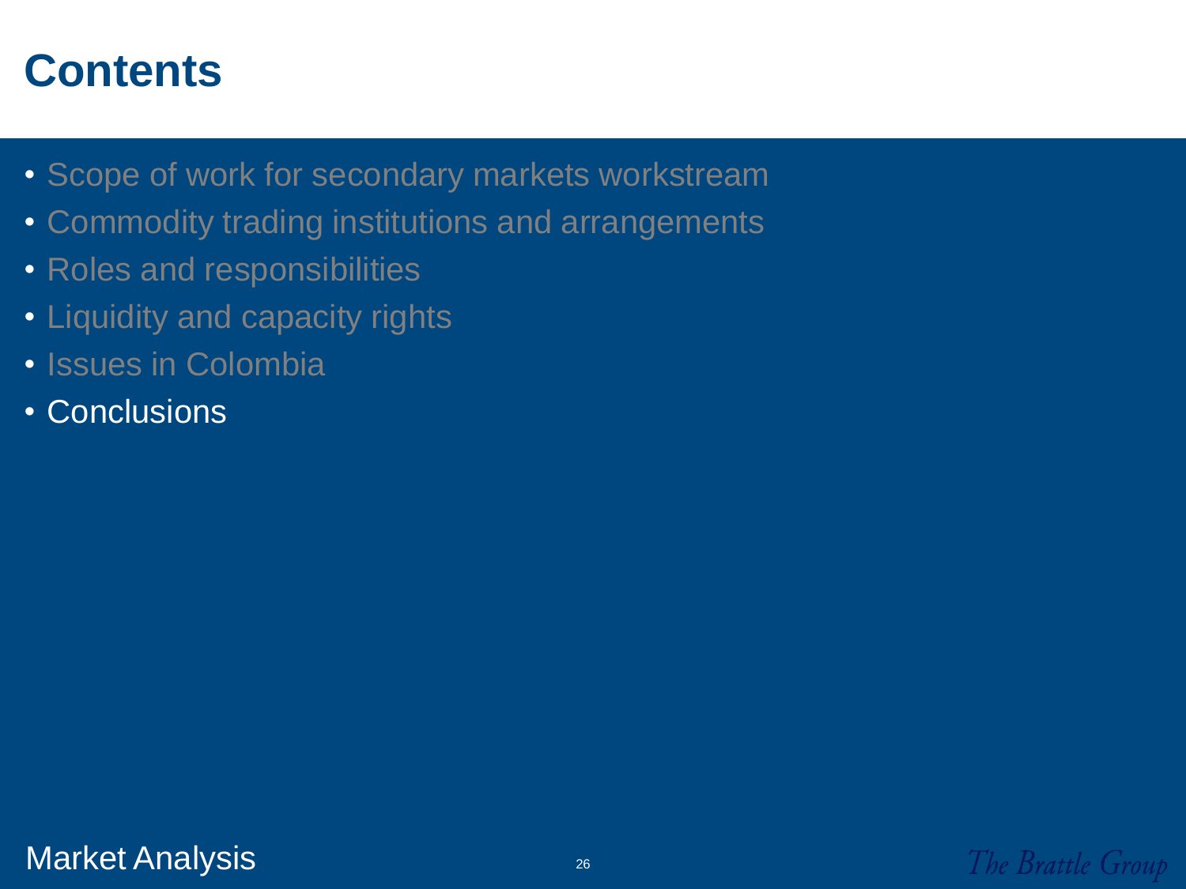# Contents

- Scope of work for secondary markets workstream
- Commodity trading institutions and arrangements
- Roles and responsibilities
- Liquidity and capacity rights
- Issues in Colombia
- Conclusions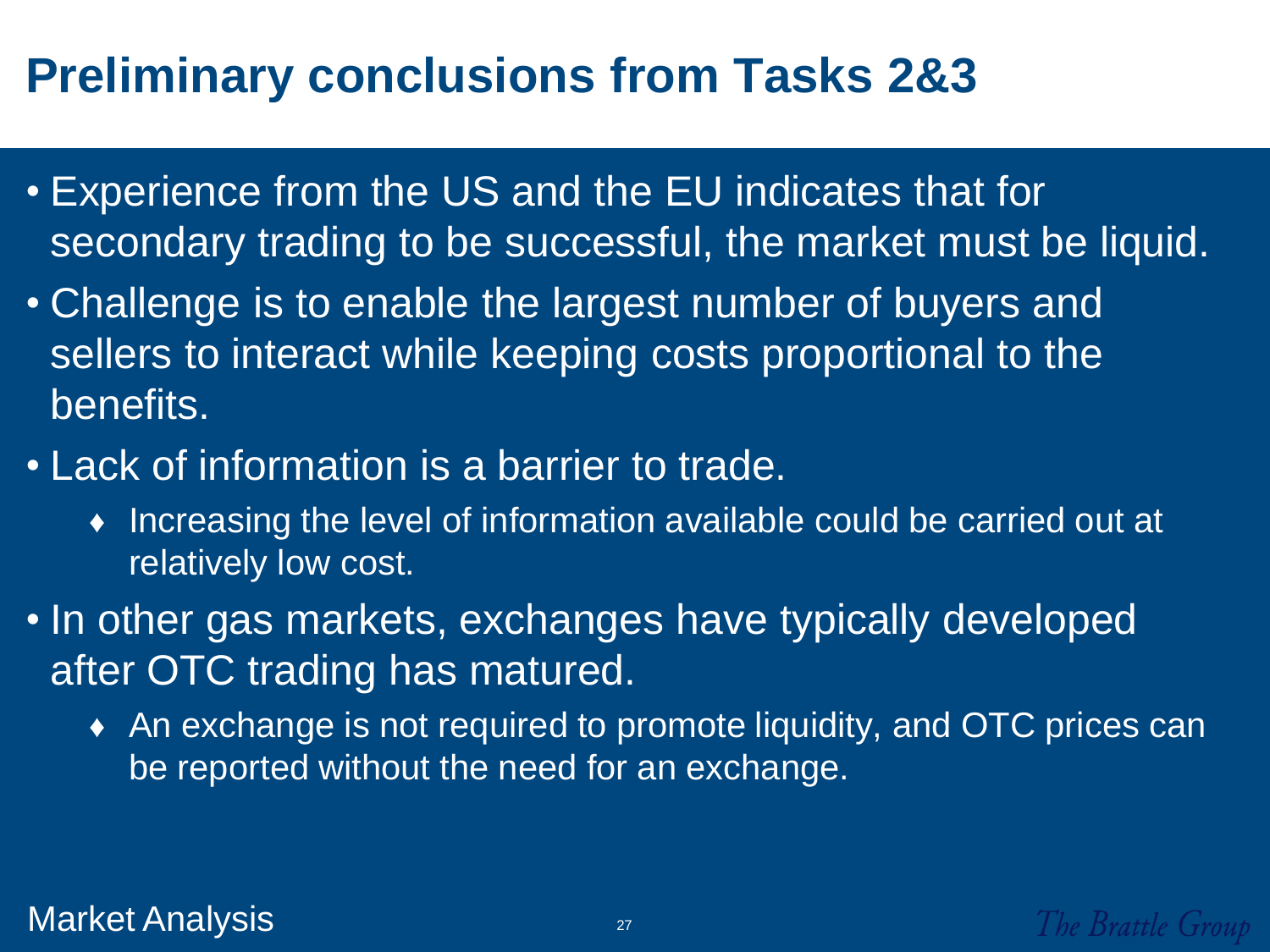# Preliminary conclusions from Tasks 2&3

- Experience from the US and the EU indicates that for secondary trading to be successful, the market must be liquid.
- Challenge is to enable the largest number of buyers and sellers to interact while keeping costs proportional to the benefits.
- Lack of information is a barrier to trade.
  - Increasing the level of information available could be carried out at relatively low cost.
- In other gas markets, exchanges have typically developed after OTC trading has matured.
  - An exchange is not required to promote liquidity, and OTC prices can be reported without the need for an exchange.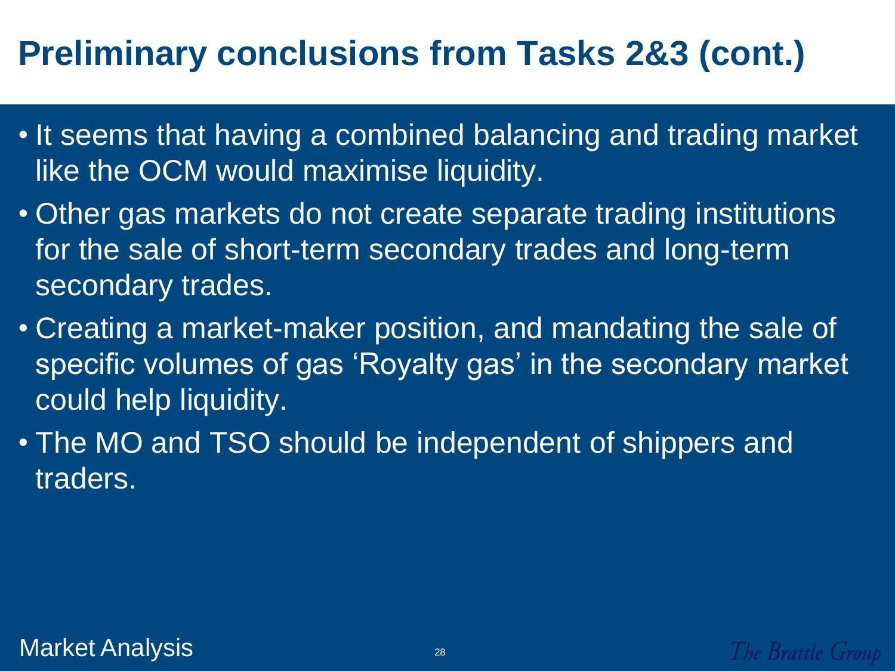# Preliminary conclusions from Tasks 2&3 (cont.)

- It seems that having a combined balancing and trading market like the OCM would maximise liquidity.
- Other gas markets do not create separate trading institutions for the sale of short-term secondary trades and long-term secondary trades.
- Creating a market-maker position, and mandating the sale of specific volumes of gas 'Royalty gas' in the secondary market could help liquidity.
- The MO and TSO should be independent of shippers and traders.